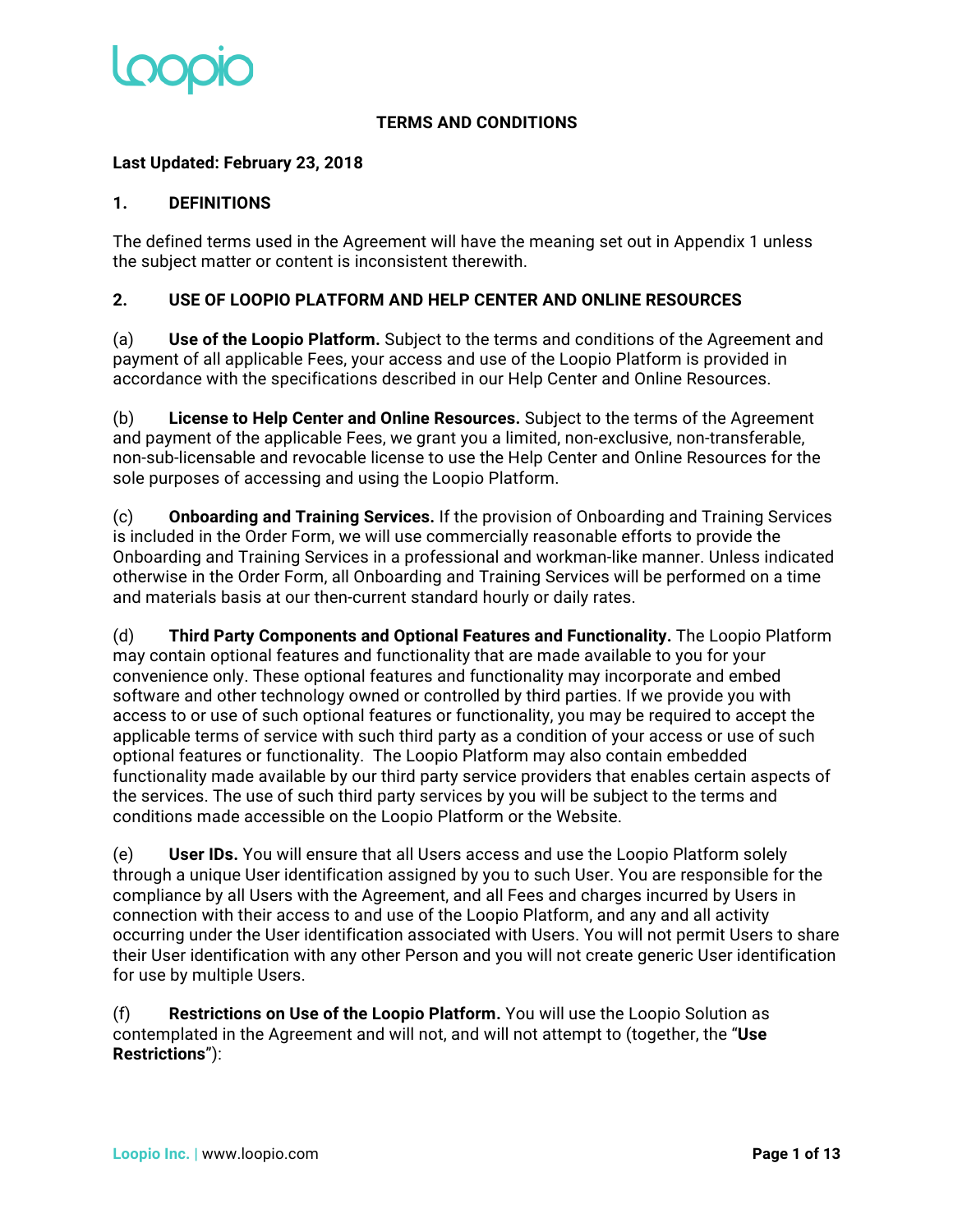# TERMS AND CONDITIONS

**Last Updated: February 23, 2018**

## 1. DEFINITIONS

The defined terms used in the Agreement will have the meaning set out in Appendix 1 unless the subject matter or content is inconsistent therewith.

## 2. USE OF LOOPIO PLATFORM AND HELP CENTER AND ONLINE RESOURCES

(a) **Use of the Loopio Platform.** Subject to the terms and conditions of the Agreement and payment of all applicable Fees, your access and use of the Loopio Platform is provided in accordance with the specifications described in our Help Center and Online Resources.

(b) **License to Help Center and Online Resources.** Subject to the terms of the Agreement and payment of the applicable Fees, we grant you a limited, non-exclusive, non-transferable, non-sub-licensable and revocable license to use the Help Center and Online Resources for the sole purposes of accessing and using the Loopio Platform.

(c) **Onboarding and Training Services.** If the provision of Onboarding and Training Services is included in the Order Form, we will use commercially reasonable efforts to provide the Onboarding and Training Services in a professional and workman-like manner. Unless indicated otherwise in the Order Form, all Onboarding and Training Services will be performed on a time and materials basis at our then-current standard hourly or daily rates.

(d) **Third Party Components and Optional Features and Functionality.** The Loopio Platform may contain optional features and functionality that are made available to you for your convenience only. These optional features and functionality may incorporate and embed software and other technology owned or controlled by third parties. If we provide you with access to or use of such optional features or functionality, you may be required to accept the applicable terms of service with such third party as a condition of your access or use of such optional features or functionality. The Loopio Platform may also contain embedded functionality made available by our third party service providers that enables certain aspects of the services. The use of such third party services by you will be subject to the terms and conditions made accessible on the Loopio Platform or the Website.

(e) **User IDs.** You will ensure that all Users access and use the Loopio Platform solely through a unique User identification assigned by you to such User. You are responsible for the compliance by all Users with the Agreement, and all Fees and charges incurred by Users in connection with their access to and use of the Loopio Platform, and any and all activity occurring under the User identification associated with Users. You will not permit Users to share their User identification with any other Person and you will not create generic User identification for use by multiple Users.

(f) **Restrictions on Use of the Loopio Platform.** You will use the Loopio Solution as contemplated in the Agreement and will not, and will not attempt to (together, the "**Use Restrictions**"):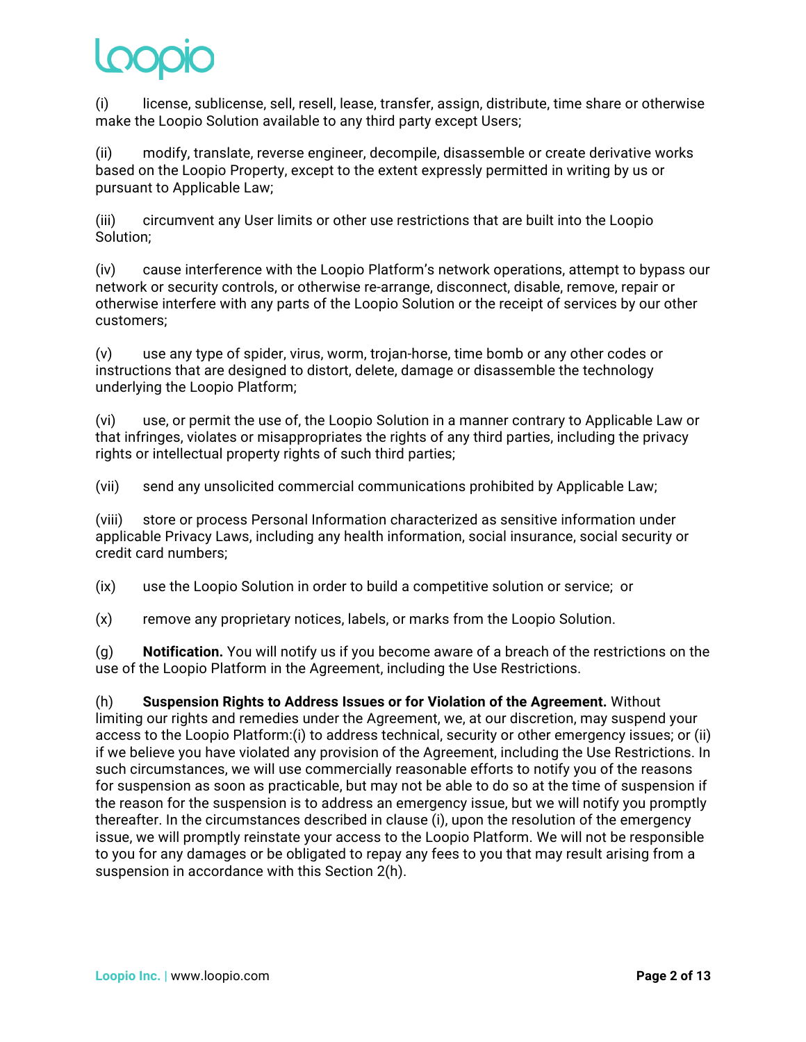(i) license, sublicense, sell, resell, lease, transfer, assign, distribute, time share or otherwise make the Loopio Solution available to any third party except Users;

(ii) modify, translate, reverse engineer, decompile, disassemble or create derivative works based on the Loopio Property, except to the extent expressly permitted in writing by us or pursuant to Applicable Law;

(iii) circumvent any User limits or other use restrictions that are built into the Loopio Solution;

(iv) cause interference with the Loopio Platform's network operations, attempt to bypass our network or security controls, or otherwise re-arrange, disconnect, disable, remove, repair or otherwise interfere with any parts of the Loopio Solution or the receipt of services by our other customers;

(v) use any type of spider, virus, worm, trojan-horse, time bomb or any other codes or instructions that are designed to distort, delete, damage or disassemble the technology underlying the Loopio Platform;

(vi) use, or permit the use of, the Loopio Solution in a manner contrary to Applicable Law or that infringes, violates or misappropriates the rights of any third parties, including the privacy rights or intellectual property rights of such third parties;

(vii) send any unsolicited commercial communications prohibited by Applicable Law;

(viii) store or process Personal Information characterized as sensitive information under applicable Privacy Laws, including any health information, social insurance, social security or credit card numbers;

(ix) use the Loopio Solution in order to build a competitive solution or service; or

(x) remove any proprietary notices, labels, or marks from the Loopio Solution.

(g) **Notification.** You will notify us if you become aware of a breach of the restrictions on the use of the Loopio Platform in the Agreement, including the Use Restrictions.

(h) **Suspension Rights to Address Issues or for Violation of the Agreement.** Without limiting our rights and remedies under the Agreement, we, at our discretion, may suspend your access to the Loopio Platform:(i) to address technical, security or other emergency issues; or (ii) if we believe you have violated any provision of the Agreement, including the Use Restrictions. In such circumstances, we will use commercially reasonable efforts to notify you of the reasons for suspension as soon as practicable, but may not be able to do so at the time of suspension if the reason for the suspension is to address an emergency issue, but we will notify you promptly thereafter. In the circumstances described in clause (i), upon the resolution of the emergency issue, we will promptly reinstate your access to the Loopio Platform. We will not be responsible to you for any damages or be obligated to repay any fees to you that may result arising from a suspension in accordance with this Section 2(h).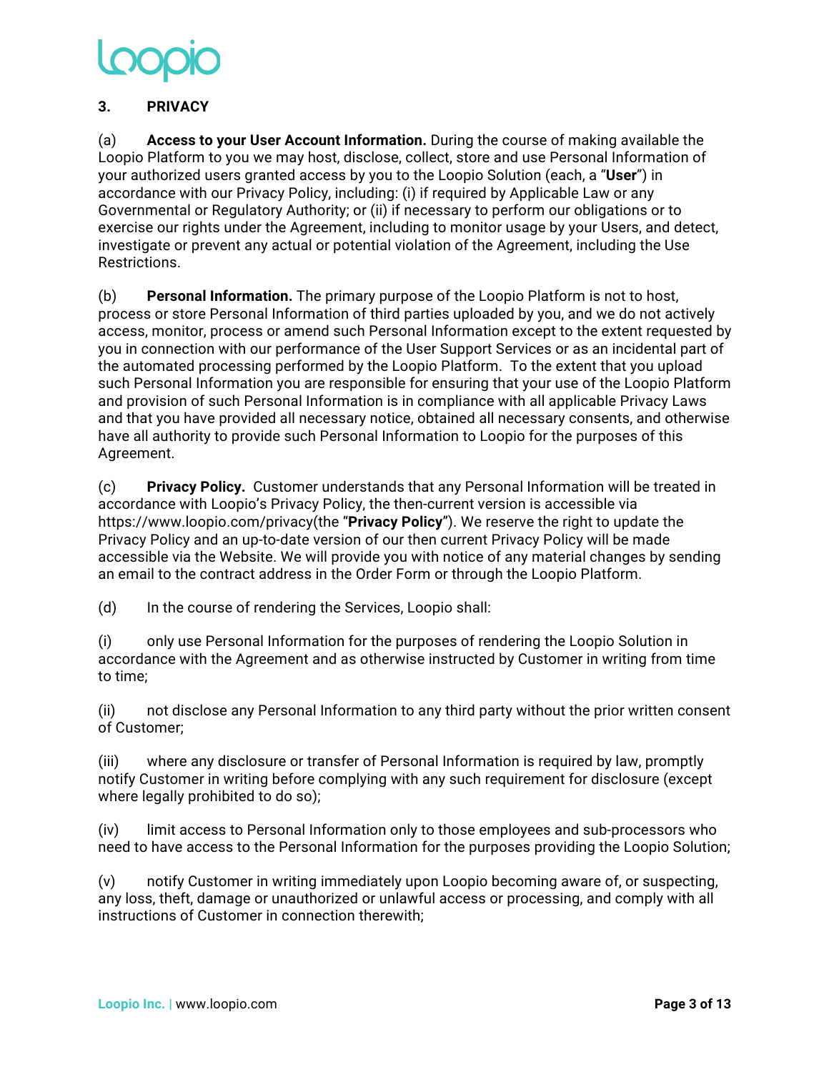## 3. PRIVACY

(a) **Access to your User Account Information.** During the course of making available the Loopio Platform to you we may host, disclose, collect, store and use Personal Information of your authorized users granted access by you to the Loopio Solution (each, a "**User**") in accordance with our Privacy Policy, including: (i) if required by Applicable Law or any Governmental or Regulatory Authority; or (ii) if necessary to perform our obligations or to exercise our rights under the Agreement, including to monitor usage by your Users, and detect, investigate or prevent any actual or potential violation of the Agreement, including the Use Restrictions.

(b) **Personal Information.** The primary purpose of the Loopio Platform is not to host, process or store Personal Information of third parties uploaded by you, and we do not actively access, monitor, process or amend such Personal Information except to the extent requested by you in connection with our performance of the User Support Services or as an incidental part of the automated processing performed by the Loopio Platform. To the extent that you upload such Personal Information you are responsible for ensuring that your use of the Loopio Platform and provision of such Personal Information is in compliance with all applicable Privacy Laws and that you have provided all necessary notice, obtained all necessary consents, and otherwise have all authority to provide such Personal Information to Loopio for the purposes of this Agreement.

(c) **Privacy Policy.** Customer understands that any Personal Information will be treated in accordance with Loopio's Privacy Policy, the then-current version is accessible via https://www.loopio.com/privacy(the "**Privacy Policy**"). We reserve the right to update the Privacy Policy and an up-to-date version of our then current Privacy Policy will be made accessible via the Website. We will provide you with notice of any material changes by sending an email to the contract address in the Order Form or through the Loopio Platform.

(d) In the course of rendering the Services, Loopio shall:

(i) only use Personal Information for the purposes of rendering the Loopio Solution in accordance with the Agreement and as otherwise instructed by Customer in writing from time to time;

(ii) not disclose any Personal Information to any third party without the prior written consent of Customer;

(iii) where any disclosure or transfer of Personal Information is required by law, promptly notify Customer in writing before complying with any such requirement for disclosure (except where legally prohibited to do so);

(iv) limit access to Personal Information only to those employees and sub-processors who need to have access to the Personal Information for the purposes providing the Loopio Solution;

(v) notify Customer in writing immediately upon Loopio becoming aware of, or suspecting, any loss, theft, damage or unauthorized or unlawful access or processing, and comply with all instructions of Customer in connection therewith;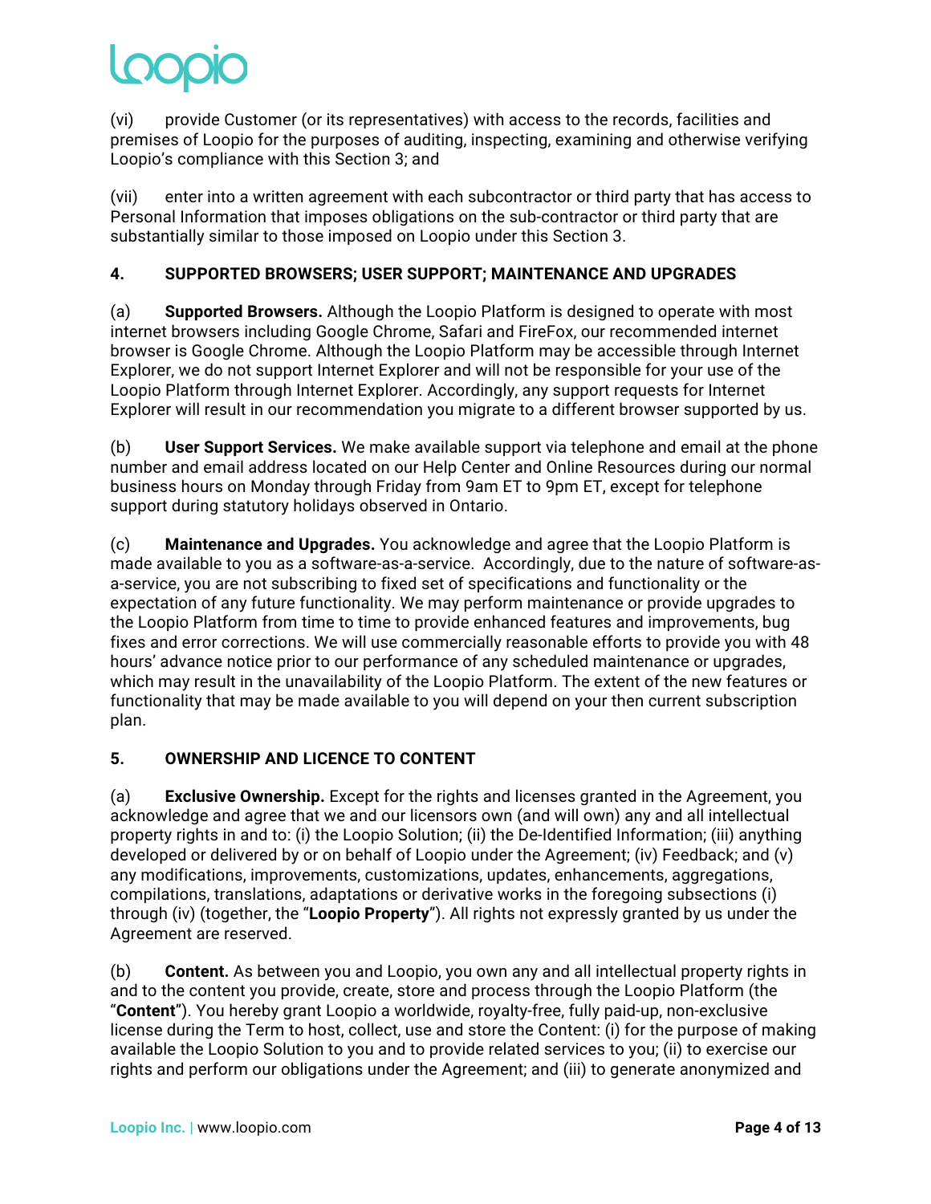(vi) provide Customer (or its representatives) with access to the records, facilities and premises of Loopio for the purposes of auditing, inspecting, examining and otherwise verifying Loopio's compliance with this Section 3; and

(vii) enter into a written agreement with each subcontractor or third party that has access to Personal Information that imposes obligations on the sub-contractor or third party that are substantially similar to those imposed on Loopio under this Section 3.

## 4. SUPPORTED BROWSERS; USER SUPPORT; MAINTENANCE AND UPGRADES

(a) **Supported Browsers.** Although the Loopio Platform is designed to operate with most internet browsers including Google Chrome, Safari and FireFox, our recommended internet browser is Google Chrome. Although the Loopio Platform may be accessible through Internet Explorer, we do not support Internet Explorer and will not be responsible for your use of the Loopio Platform through Internet Explorer. Accordingly, any support requests for Internet Explorer will result in our recommendation you migrate to a different browser supported by us.

(b) **User Support Services.** We make available support via telephone and email at the phone number and email address located on our Help Center and Online Resources during our normal business hours on Monday through Friday from 9am ET to 9pm ET, except for telephone support during statutory holidays observed in Ontario.

(c) **Maintenance and Upgrades.** You acknowledge and agree that the Loopio Platform is made available to you as a software-as-a-service. Accordingly, due to the nature of software-as-a-service, you are not subscribing to fixed set of specifications and functionality or the expectation of any future functionality. We may perform maintenance or provide upgrades to the Loopio Platform from time to time to provide enhanced features and improvements, bug fixes and error corrections. We will use commercially reasonable efforts to provide you with 48 hours' advance notice prior to our performance of any scheduled maintenance or upgrades, which may result in the unavailability of the Loopio Platform. The extent of the new features or functionality that may be made available to you will depend on your then current subscription plan.

## 5. OWNERSHIP AND LICENCE TO CONTENT

(a) **Exclusive Ownership.** Except for the rights and licenses granted in the Agreement, you acknowledge and agree that we and our licensors own (and will own) any and all intellectual property rights in and to: (i) the Loopio Solution; (ii) the De-Identified Information; (iii) anything developed or delivered by or on behalf of Loopio under the Agreement; (iv) Feedback; and (v) any modifications, improvements, customizations, updates, enhancements, aggregations, compilations, translations, adaptations or derivative works in the foregoing subsections (i) through (iv) (together, the "**Loopio Property**"). All rights not expressly granted by us under the Agreement are reserved.

(b) **Content.** As between you and Loopio, you own any and all intellectual property rights in and to the content you provide, create, store and process through the Loopio Platform (the "**Content**"). You hereby grant Loopio a worldwide, royalty-free, fully paid-up, non-exclusive license during the Term to host, collect, use and store the Content: (i) for the purpose of making available the Loopio Solution to you and to provide related services to you; (ii) to exercise our rights and perform our obligations under the Agreement; and (iii) to generate anonymized and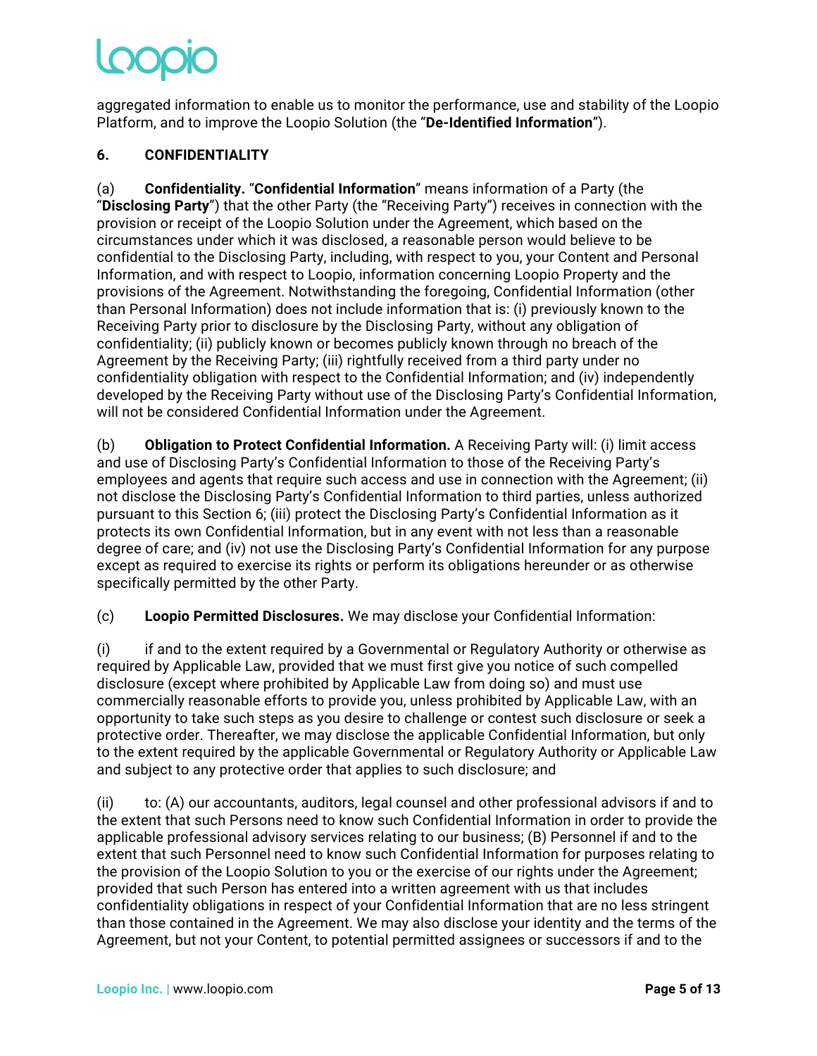aggregated information to enable us to monitor the performance, use and stability of the Loopio Platform, and to improve the Loopio Solution (the "**De-Identified Information**").

## 6. CONFIDENTIALITY

(a) **Confidentiality.** "**Confidential Information**" means information of a Party (the "**Disclosing Party**") that the other Party (the "Receiving Party") receives in connection with the provision or receipt of the Loopio Solution under the Agreement, which based on the circumstances under which it was disclosed, a reasonable person would believe to be confidential to the Disclosing Party, including, with respect to you, your Content and Personal Information, and with respect to Loopio, information concerning Loopio Property and the provisions of the Agreement. Notwithstanding the foregoing, Confidential Information (other than Personal Information) does not include information that is: (i) previously known to the Receiving Party prior to disclosure by the Disclosing Party, without any obligation of confidentiality; (ii) publicly known or becomes publicly known through no breach of the Agreement by the Receiving Party; (iii) rightfully received from a third party under no confidentiality obligation with respect to the Confidential Information; and (iv) independently developed by the Receiving Party without use of the Disclosing Party's Confidential Information, will not be considered Confidential Information under the Agreement.

(b) **Obligation to Protect Confidential Information.** A Receiving Party will: (i) limit access and use of Disclosing Party's Confidential Information to those of the Receiving Party's employees and agents that require such access and use in connection with the Agreement; (ii) not disclose the Disclosing Party's Confidential Information to third parties, unless authorized pursuant to this Section 6; (iii) protect the Disclosing Party's Confidential Information as it protects its own Confidential Information, but in any event with not less than a reasonable degree of care; and (iv) not use the Disclosing Party's Confidential Information for any purpose except as required to exercise its rights or perform its obligations hereunder or as otherwise specifically permitted by the other Party.

(c) **Loopio Permitted Disclosures.** We may disclose your Confidential Information:

(i) if and to the extent required by a Governmental or Regulatory Authority or otherwise as required by Applicable Law, provided that we must first give you notice of such compelled disclosure (except where prohibited by Applicable Law from doing so) and must use commercially reasonable efforts to provide you, unless prohibited by Applicable Law, with an opportunity to take such steps as you desire to challenge or contest such disclosure or seek a protective order. Thereafter, we may disclose the applicable Confidential Information, but only to the extent required by the applicable Governmental or Regulatory Authority or Applicable Law and subject to any protective order that applies to such disclosure; and

(ii) to: (A) our accountants, auditors, legal counsel and other professional advisors if and to the extent that such Persons need to know such Confidential Information in order to provide the applicable professional advisory services relating to our business; (B) Personnel if and to the extent that such Personnel need to know such Confidential Information for purposes relating to the provision of the Loopio Solution to you or the exercise of our rights under the Agreement; provided that such Person has entered into a written agreement with us that includes confidentiality obligations in respect of your Confidential Information that are no less stringent than those contained in the Agreement. We may also disclose your identity and the terms of the Agreement, but not your Content, to potential permitted assignees or successors if and to the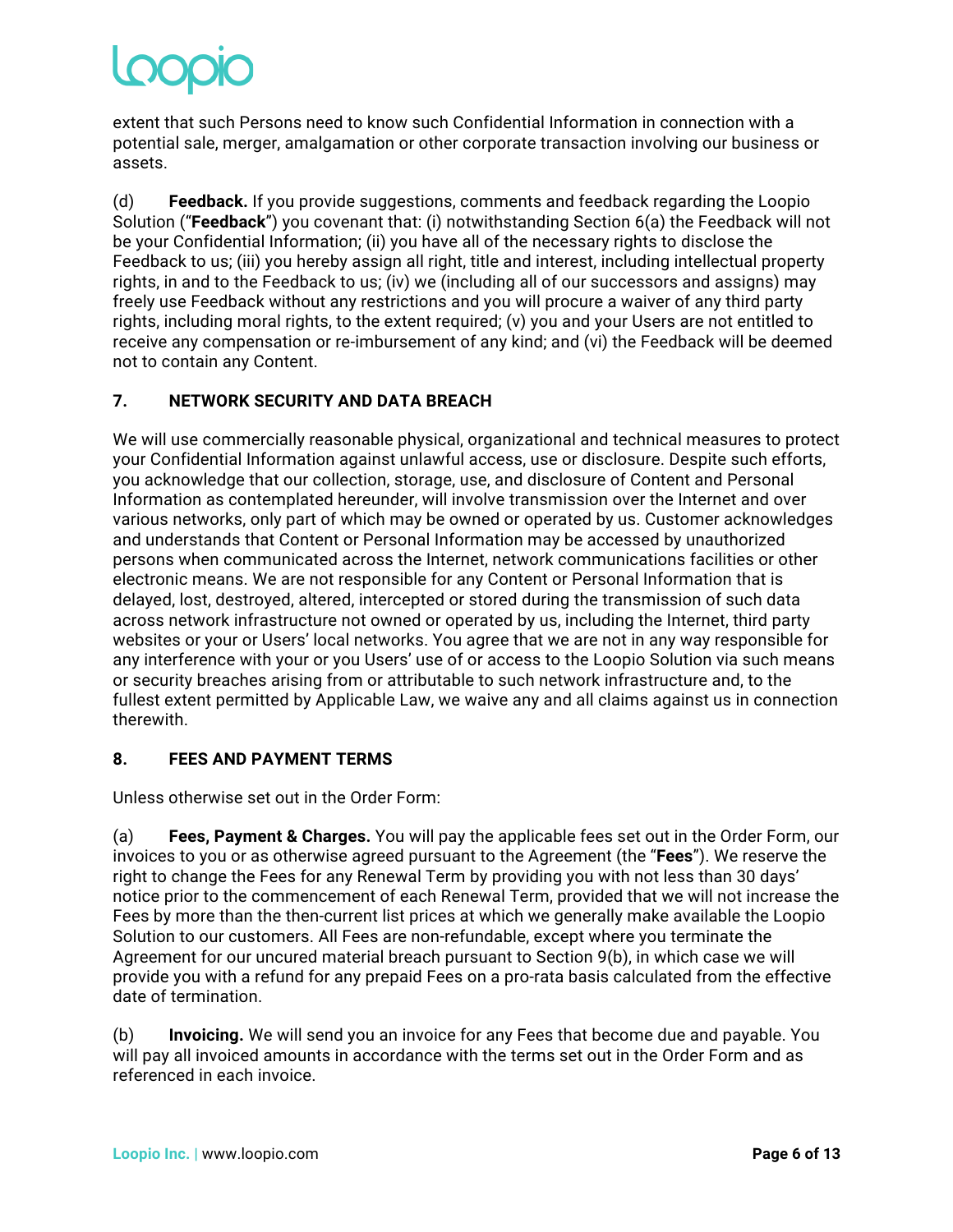extent that such Persons need to know such Confidential Information in connection with a potential sale, merger, amalgamation or other corporate transaction involving our business or assets.

(d) **Feedback.** If you provide suggestions, comments and feedback regarding the Loopio Solution ("**Feedback**") you covenant that: (i) notwithstanding Section 6(a) the Feedback will not be your Confidential Information; (ii) you have all of the necessary rights to disclose the Feedback to us; (iii) you hereby assign all right, title and interest, including intellectual property rights, in and to the Feedback to us; (iv) we (including all of our successors and assigns) may freely use Feedback without any restrictions and you will procure a waiver of any third party rights, including moral rights, to the extent required; (v) you and your Users are not entitled to receive any compensation or re-imbursement of any kind; and (vi) the Feedback will be deemed not to contain any Content.

## 7. NETWORK SECURITY AND DATA BREACH

We will use commercially reasonable physical, organizational and technical measures to protect your Confidential Information against unlawful access, use or disclosure. Despite such efforts, you acknowledge that our collection, storage, use, and disclosure of Content and Personal Information as contemplated hereunder, will involve transmission over the Internet and over various networks, only part of which may be owned or operated by us. Customer acknowledges and understands that Content or Personal Information may be accessed by unauthorized persons when communicated across the Internet, network communications facilities or other electronic means. We are not responsible for any Content or Personal Information that is delayed, lost, destroyed, altered, intercepted or stored during the transmission of such data across network infrastructure not owned or operated by us, including the Internet, third party websites or your or Users' local networks. You agree that we are not in any way responsible for any interference with your or you Users' use of or access to the Loopio Solution via such means or security breaches arising from or attributable to such network infrastructure and, to the fullest extent permitted by Applicable Law, we waive any and all claims against us in connection therewith.

## 8. FEES AND PAYMENT TERMS

Unless otherwise set out in the Order Form:

(a) **Fees, Payment & Charges.** You will pay the applicable fees set out in the Order Form, our invoices to you or as otherwise agreed pursuant to the Agreement (the "**Fees**"). We reserve the right to change the Fees for any Renewal Term by providing you with not less than 30 days' notice prior to the commencement of each Renewal Term, provided that we will not increase the Fees by more than the then-current list prices at which we generally make available the Loopio Solution to our customers. All Fees are non-refundable, except where you terminate the Agreement for our uncured material breach pursuant to Section 9(b), in which case we will provide you with a refund for any prepaid Fees on a pro-rata basis calculated from the effective date of termination.

(b) **Invoicing.** We will send you an invoice for any Fees that become due and payable. You will pay all invoiced amounts in accordance with the terms set out in the Order Form and as referenced in each invoice.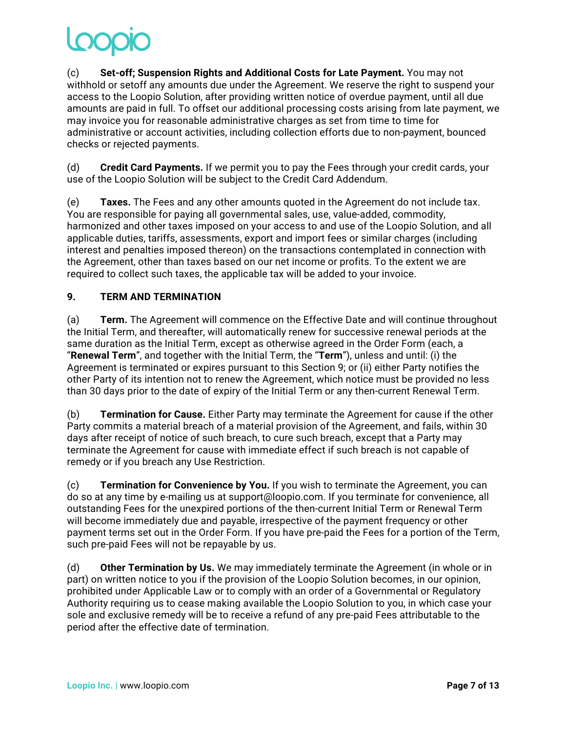(c) **Set-off; Suspension Rights and Additional Costs for Late Payment.** You may not withhold or setoff any amounts due under the Agreement. We reserve the right to suspend your access to the Loopio Solution, after providing written notice of overdue payment, until all due amounts are paid in full. To offset our additional processing costs arising from late payment, we may invoice you for reasonable administrative charges as set from time to time for administrative or account activities, including collection efforts due to non-payment, bounced checks or rejected payments.

(d) **Credit Card Payments.** If we permit you to pay the Fees through your credit cards, your use of the Loopio Solution will be subject to the Credit Card Addendum.

(e) **Taxes.** The Fees and any other amounts quoted in the Agreement do not include tax. You are responsible for paying all governmental sales, use, value-added, commodity, harmonized and other taxes imposed on your access to and use of the Loopio Solution, and all applicable duties, tariffs, assessments, export and import fees or similar charges (including interest and penalties imposed thereon) on the transactions contemplated in connection with the Agreement, other than taxes based on our net income or profits. To the extent we are required to collect such taxes, the applicable tax will be added to your invoice.

**9. TERM AND TERMINATION**

(a) **Term.** The Agreement will commence on the Effective Date and will continue throughout the Initial Term, and thereafter, will automatically renew for successive renewal periods at the same duration as the Initial Term, except as otherwise agreed in the Order Form (each, a "**Renewal Term**", and together with the Initial Term, the "**Term**"), unless and until: (i) the Agreement is terminated or expires pursuant to this Section 9; or (ii) either Party notifies the other Party of its intention not to renew the Agreement, which notice must be provided no less than 30 days prior to the date of expiry of the Initial Term or any then-current Renewal Term.

(b) **Termination for Cause.** Either Party may terminate the Agreement for cause if the other Party commits a material breach of a material provision of the Agreement, and fails, within 30 days after receipt of notice of such breach, to cure such breach, except that a Party may terminate the Agreement for cause with immediate effect if such breach is not capable of remedy or if you breach any Use Restriction.

(c) **Termination for Convenience by You.** If you wish to terminate the Agreement, you can do so at any time by e-mailing us at support@loopio.com. If you terminate for convenience, all outstanding Fees for the unexpired portions of the then-current Initial Term or Renewal Term will become immediately due and payable, irrespective of the payment frequency or other payment terms set out in the Order Form. If you have pre-paid the Fees for a portion of the Term, such pre-paid Fees will not be repayable by us.

(d) **Other Termination by Us.** We may immediately terminate the Agreement (in whole or in part) on written notice to you if the provision of the Loopio Solution becomes, in our opinion, prohibited under Applicable Law or to comply with an order of a Governmental or Regulatory Authority requiring us to cease making available the Loopio Solution to you, in which case your sole and exclusive remedy will be to receive a refund of any pre-paid Fees attributable to the period after the effective date of termination.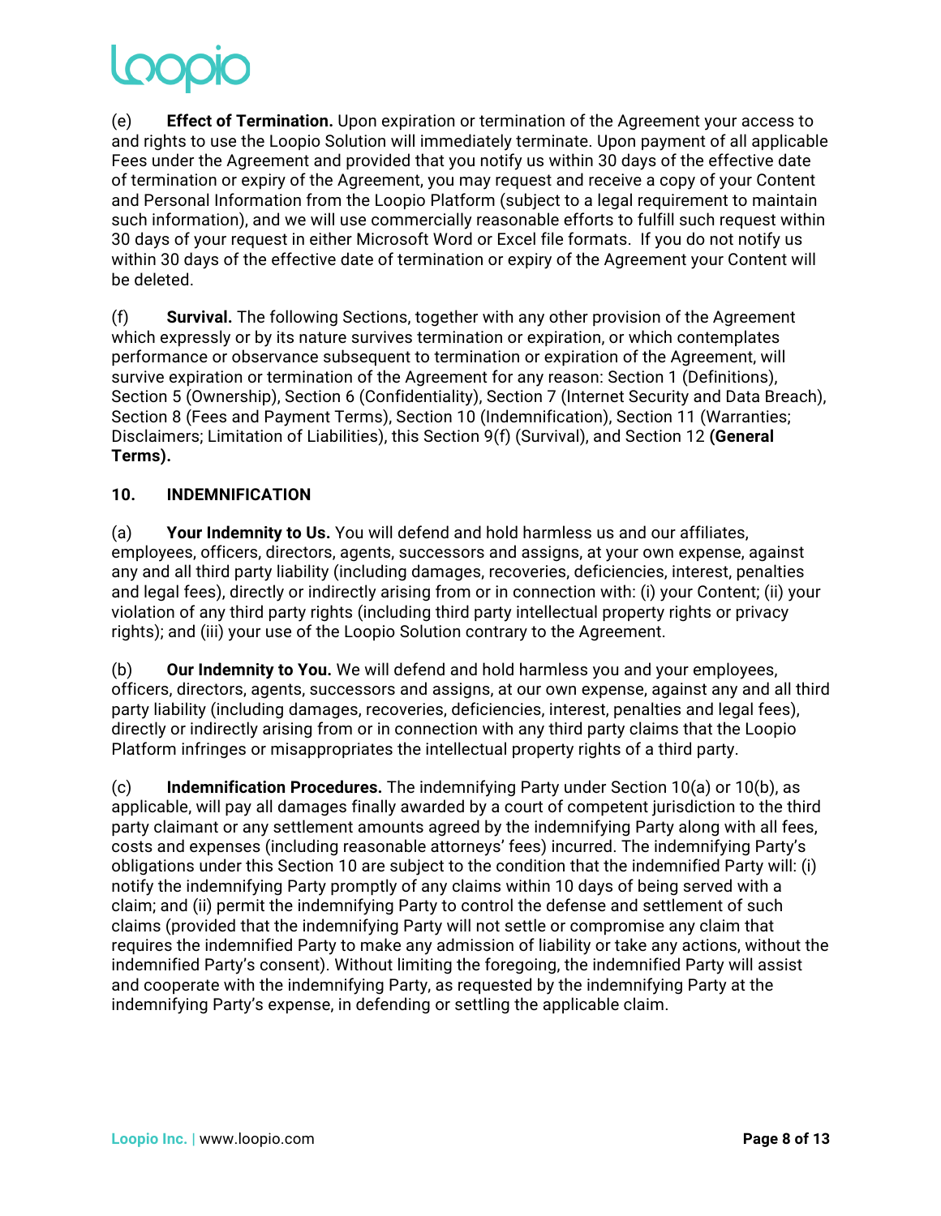(e) **Effect of Termination.** Upon expiration or termination of the Agreement your access to and rights to use the Loopio Solution will immediately terminate. Upon payment of all applicable Fees under the Agreement and provided that you notify us within 30 days of the effective date of termination or expiry of the Agreement, you may request and receive a copy of your Content and Personal Information from the Loopio Platform (subject to a legal requirement to maintain such information), and we will use commercially reasonable efforts to fulfill such request within 30 days of your request in either Microsoft Word or Excel file formats. If you do not notify us within 30 days of the effective date of termination or expiry of the Agreement your Content will be deleted.

(f) **Survival.** The following Sections, together with any other provision of the Agreement which expressly or by its nature survives termination or expiration, or which contemplates performance or observance subsequent to termination or expiration of the Agreement, will survive expiration or termination of the Agreement for any reason: Section 1 (Definitions), Section 5 (Ownership), Section 6 (Confidentiality), Section 7 (Internet Security and Data Breach), Section 8 (Fees and Payment Terms), Section 10 (Indemnification), Section 11 (Warranties; Disclaimers; Limitation of Liabilities), this Section 9(f) (Survival), and Section 12 **(General Terms).**

**10. INDEMNIFICATION**

(a) **Your Indemnity to Us.** You will defend and hold harmless us and our affiliates, employees, officers, directors, agents, successors and assigns, at your own expense, against any and all third party liability (including damages, recoveries, deficiencies, interest, penalties and legal fees), directly or indirectly arising from or in connection with: (i) your Content; (ii) your violation of any third party rights (including third party intellectual property rights or privacy rights); and (iii) your use of the Loopio Solution contrary to the Agreement.

(b) **Our Indemnity to You.** We will defend and hold harmless you and your employees, officers, directors, agents, successors and assigns, at our own expense, against any and all third party liability (including damages, recoveries, deficiencies, interest, penalties and legal fees), directly or indirectly arising from or in connection with any third party claims that the Loopio Platform infringes or misappropriates the intellectual property rights of a third party.

(c) **Indemnification Procedures.** The indemnifying Party under Section 10(a) or 10(b), as applicable, will pay all damages finally awarded by a court of competent jurisdiction to the third party claimant or any settlement amounts agreed by the indemnifying Party along with all fees, costs and expenses (including reasonable attorneys' fees) incurred. The indemnifying Party's obligations under this Section 10 are subject to the condition that the indemnified Party will: (i) notify the indemnifying Party promptly of any claims within 10 days of being served with a claim; and (ii) permit the indemnifying Party to control the defense and settlement of such claims (provided that the indemnifying Party will not settle or compromise any claim that requires the indemnified Party to make any admission of liability or take any actions, without the indemnified Party's consent). Without limiting the foregoing, the indemnified Party will assist and cooperate with the indemnifying Party, as requested by the indemnifying Party at the indemnifying Party's expense, in defending or settling the applicable claim.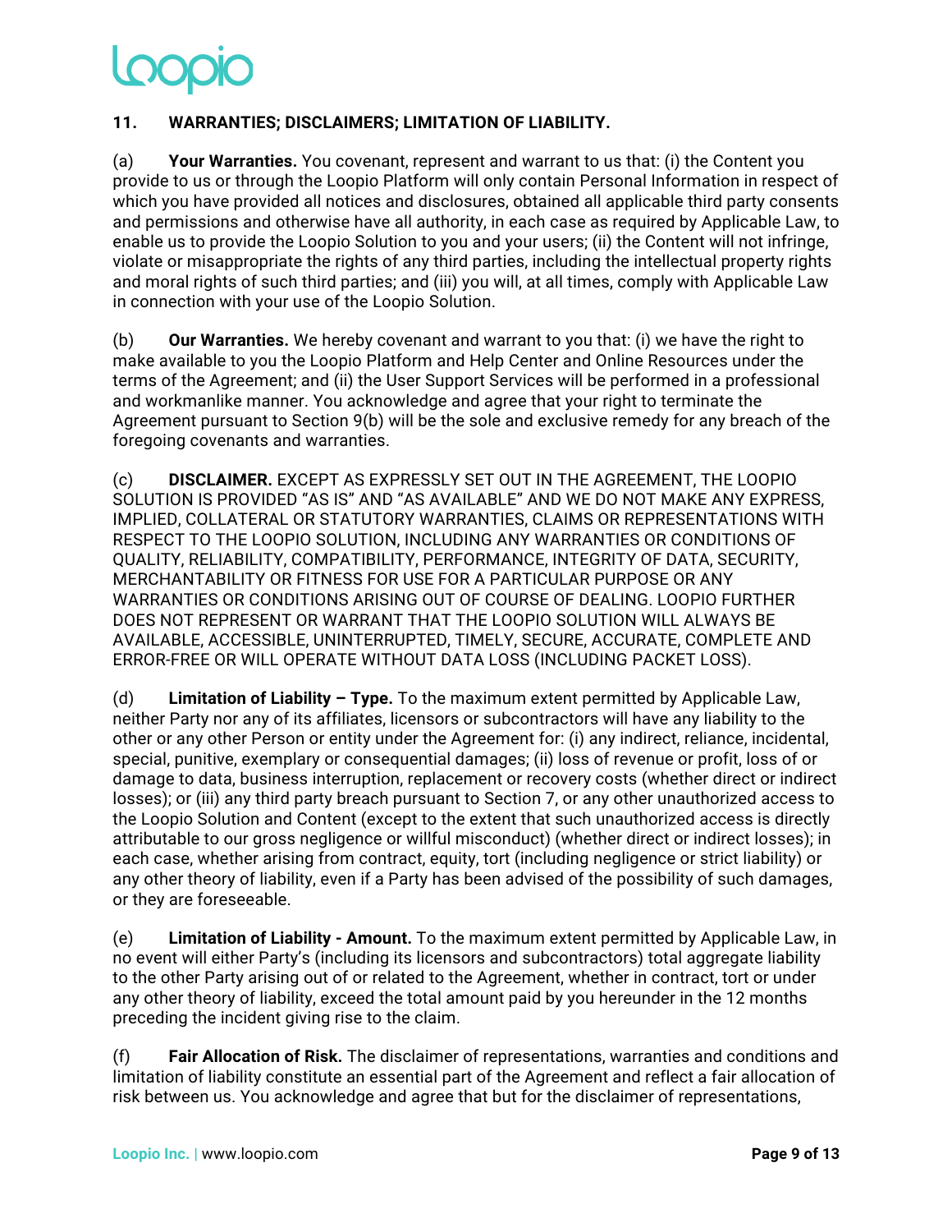## 11. WARRANTIES; DISCLAIMERS; LIMITATION OF LIABILITY.

(a) **Your Warranties.** You covenant, represent and warrant to us that: (i) the Content you provide to us or through the Loopio Platform will only contain Personal Information in respect of which you have provided all notices and disclosures, obtained all applicable third party consents and permissions and otherwise have all authority, in each case as required by Applicable Law, to enable us to provide the Loopio Solution to you and your users; (ii) the Content will not infringe, violate or misappropriate the rights of any third parties, including the intellectual property rights and moral rights of such third parties; and (iii) you will, at all times, comply with Applicable Law in connection with your use of the Loopio Solution.

(b) **Our Warranties.** We hereby covenant and warrant to you that: (i) we have the right to make available to you the Loopio Platform and Help Center and Online Resources under the terms of the Agreement; and (ii) the User Support Services will be performed in a professional and workmanlike manner. You acknowledge and agree that your right to terminate the Agreement pursuant to Section 9(b) will be the sole and exclusive remedy for any breach of the foregoing covenants and warranties.

(c) **DISCLAIMER.** EXCEPT AS EXPRESSLY SET OUT IN THE AGREEMENT, THE LOOPIO SOLUTION IS PROVIDED "AS IS" AND "AS AVAILABLE" AND WE DO NOT MAKE ANY EXPRESS, IMPLIED, COLLATERAL OR STATUTORY WARRANTIES, CLAIMS OR REPRESENTATIONS WITH RESPECT TO THE LOOPIO SOLUTION, INCLUDING ANY WARRANTIES OR CONDITIONS OF QUALITY, RELIABILITY, COMPATIBILITY, PERFORMANCE, INTEGRITY OF DATA, SECURITY, MERCHANTABILITY OR FITNESS FOR USE FOR A PARTICULAR PURPOSE OR ANY WARRANTIES OR CONDITIONS ARISING OUT OF COURSE OF DEALING. LOOPIO FURTHER DOES NOT REPRESENT OR WARRANT THAT THE LOOPIO SOLUTION WILL ALWAYS BE AVAILABLE, ACCESSIBLE, UNINTERRUPTED, TIMELY, SECURE, ACCURATE, COMPLETE AND ERROR-FREE OR WILL OPERATE WITHOUT DATA LOSS (INCLUDING PACKET LOSS).

(d) **Limitation of Liability – Type.** To the maximum extent permitted by Applicable Law, neither Party nor any of its affiliates, licensors or subcontractors will have any liability to the other or any other Person or entity under the Agreement for: (i) any indirect, reliance, incidental, special, punitive, exemplary or consequential damages; (ii) loss of revenue or profit, loss of or damage to data, business interruption, replacement or recovery costs (whether direct or indirect losses); or (iii) any third party breach pursuant to Section 7, or any other unauthorized access to the Loopio Solution and Content (except to the extent that such unauthorized access is directly attributable to our gross negligence or willful misconduct) (whether direct or indirect losses); in each case, whether arising from contract, equity, tort (including negligence or strict liability) or any other theory of liability, even if a Party has been advised of the possibility of such damages, or they are foreseeable.

(e) **Limitation of Liability - Amount.** To the maximum extent permitted by Applicable Law, in no event will either Party's (including its licensors and subcontractors) total aggregate liability to the other Party arising out of or related to the Agreement, whether in contract, tort or under any other theory of liability, exceed the total amount paid by you hereunder in the 12 months preceding the incident giving rise to the claim.

(f) **Fair Allocation of Risk.** The disclaimer of representations, warranties and conditions and limitation of liability constitute an essential part of the Agreement and reflect a fair allocation of risk between us. You acknowledge and agree that but for the disclaimer of representations,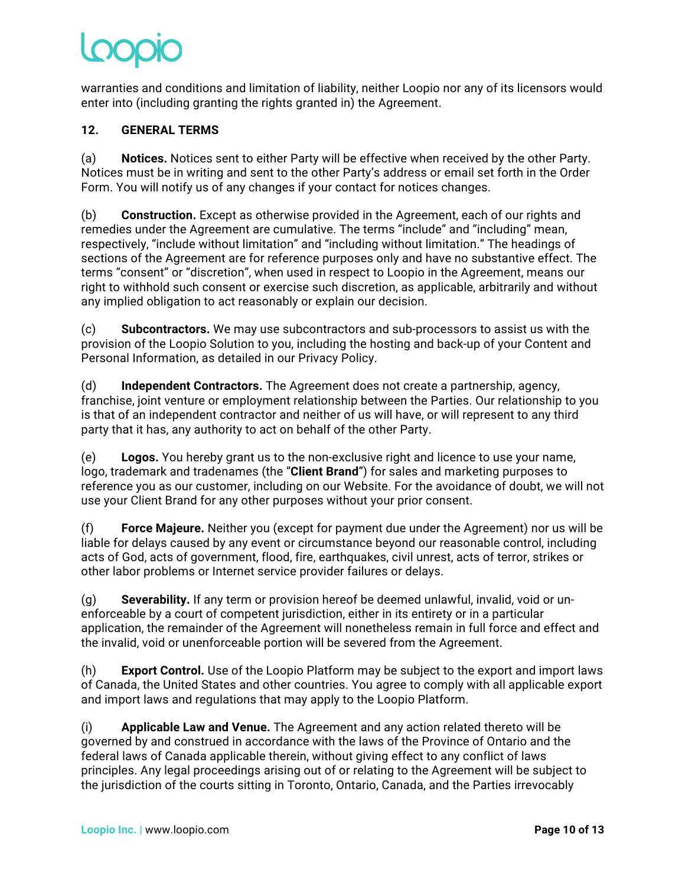warranties and conditions and limitation of liability, neither Loopio nor any of its licensors would enter into (including granting the rights granted in) the Agreement.

## 12. GENERAL TERMS

(a) **Notices.** Notices sent to either Party will be effective when received by the other Party. Notices must be in writing and sent to the other Party's address or email set forth in the Order Form. You will notify us of any changes if your contact for notices changes.

(b) **Construction.** Except as otherwise provided in the Agreement, each of our rights and remedies under the Agreement are cumulative. The terms "include" and "including" mean, respectively, "include without limitation" and "including without limitation." The headings of sections of the Agreement are for reference purposes only and have no substantive effect. The terms "consent" or "discretion", when used in respect to Loopio in the Agreement, means our right to withhold such consent or exercise such discretion, as applicable, arbitrarily and without any implied obligation to act reasonably or explain our decision.

(c) **Subcontractors.** We may use subcontractors and sub-processors to assist us with the provision of the Loopio Solution to you, including the hosting and back-up of your Content and Personal Information, as detailed in our Privacy Policy.

(d) **Independent Contractors.** The Agreement does not create a partnership, agency, franchise, joint venture or employment relationship between the Parties. Our relationship to you is that of an independent contractor and neither of us will have, or will represent to any third party that it has, any authority to act on behalf of the other Party.

(e) **Logos.** You hereby grant us to the non-exclusive right and licence to use your name, logo, trademark and tradenames (the "**Client Brand**") for sales and marketing purposes to reference you as our customer, including on our Website. For the avoidance of doubt, we will not use your Client Brand for any other purposes without your prior consent.

(f) **Force Majeure.** Neither you (except for payment due under the Agreement) nor us will be liable for delays caused by any event or circumstance beyond our reasonable control, including acts of God, acts of government, flood, fire, earthquakes, civil unrest, acts of terror, strikes or other labor problems or Internet service provider failures or delays.

(g) **Severability.** If any term or provision hereof be deemed unlawful, invalid, void or un-enforceable by a court of competent jurisdiction, either in its entirety or in a particular application, the remainder of the Agreement will nonetheless remain in full force and effect and the invalid, void or unenforceable portion will be severed from the Agreement.

(h) **Export Control.** Use of the Loopio Platform may be subject to the export and import laws of Canada, the United States and other countries. You agree to comply with all applicable export and import laws and regulations that may apply to the Loopio Platform.

(i) **Applicable Law and Venue.** The Agreement and any action related thereto will be governed by and construed in accordance with the laws of the Province of Ontario and the federal laws of Canada applicable therein, without giving effect to any conflict of laws principles. Any legal proceedings arising out of or relating to the Agreement will be subject to the jurisdiction of the courts sitting in Toronto, Ontario, Canada, and the Parties irrevocably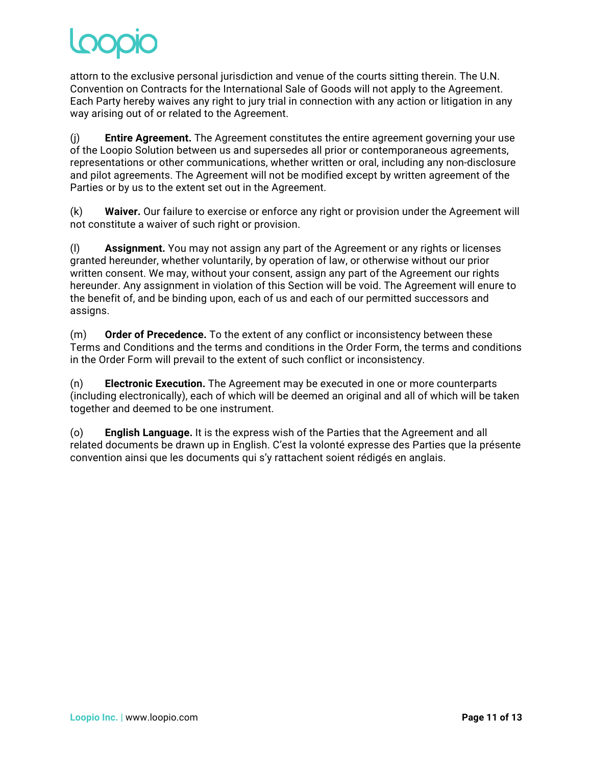attorn to the exclusive personal jurisdiction and venue of the courts sitting therein. The U.N. Convention on Contracts for the International Sale of Goods will not apply to the Agreement. Each Party hereby waives any right to jury trial in connection with any action or litigation in any way arising out of or related to the Agreement.

(j) **Entire Agreement.** The Agreement constitutes the entire agreement governing your use of the Loopio Solution between us and supersedes all prior or contemporaneous agreements, representations or other communications, whether written or oral, including any non-disclosure and pilot agreements. The Agreement will not be modified except by written agreement of the Parties or by us to the extent set out in the Agreement.

(k) **Waiver.** Our failure to exercise or enforce any right or provision under the Agreement will not constitute a waiver of such right or provision.

(l) **Assignment.** You may not assign any part of the Agreement or any rights or licenses granted hereunder, whether voluntarily, by operation of law, or otherwise without our prior written consent. We may, without your consent, assign any part of the Agreement our rights hereunder. Any assignment in violation of this Section will be void. The Agreement will enure to the benefit of, and be binding upon, each of us and each of our permitted successors and assigns.

(m) **Order of Precedence.** To the extent of any conflict or inconsistency between these Terms and Conditions and the terms and conditions in the Order Form, the terms and conditions in the Order Form will prevail to the extent of such conflict or inconsistency.

(n) **Electronic Execution.** The Agreement may be executed in one or more counterparts (including electronically), each of which will be deemed an original and all of which will be taken together and deemed to be one instrument.

(o) **English Language.** It is the express wish of the Parties that the Agreement and all related documents be drawn up in English. C'est la volonté expresse des Parties que la présente convention ainsi que les documents qui s'y rattachent soient rédigés en anglais.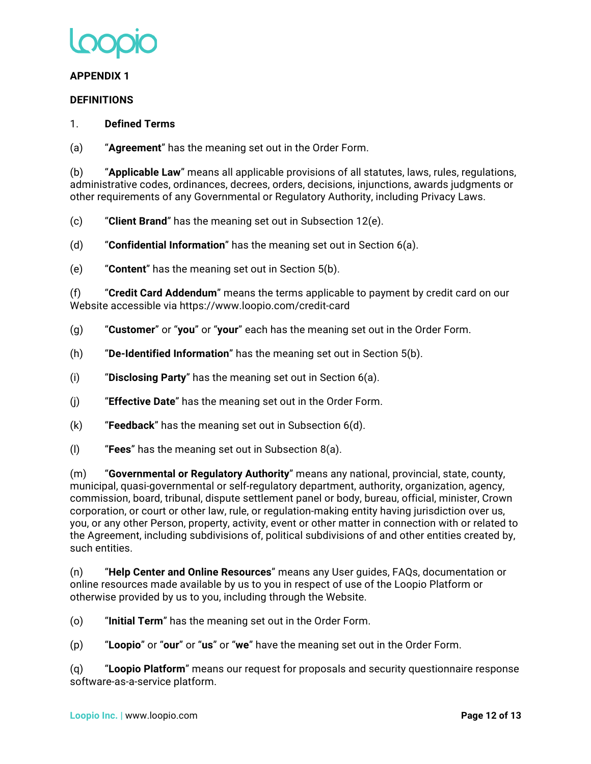## APPENDIX 1

## DEFINITIONS

1. **Defined Terms**

(a) "**Agreement**" has the meaning set out in the Order Form.

(b) "**Applicable Law**" means all applicable provisions of all statutes, laws, rules, regulations, administrative codes, ordinances, decrees, orders, decisions, injunctions, awards judgments or other requirements of any Governmental or Regulatory Authority, including Privacy Laws.

(c) "**Client Brand**" has the meaning set out in Subsection 12(e).

(d) "**Confidential Information**" has the meaning set out in Section 6(a).

(e) "**Content**" has the meaning set out in Section 5(b).

(f) "**Credit Card Addendum**" means the terms applicable to payment by credit card on our Website accessible via https://www.loopio.com/credit-card

(g) "**Customer**" or "**you**" or "**your**" each has the meaning set out in the Order Form.

(h) "**De-Identified Information**" has the meaning set out in Section 5(b).

(i) "**Disclosing Party**" has the meaning set out in Section 6(a).

(j) "**Effective Date**" has the meaning set out in the Order Form.

(k) "**Feedback**" has the meaning set out in Subsection 6(d).

(l) "**Fees**" has the meaning set out in Subsection 8(a).

(m) "**Governmental or Regulatory Authority**" means any national, provincial, state, county, municipal, quasi-governmental or self-regulatory department, authority, organization, agency, commission, board, tribunal, dispute settlement panel or body, bureau, official, minister, Crown corporation, or court or other law, rule, or regulation-making entity having jurisdiction over us, you, or any other Person, property, activity, event or other matter in connection with or related to the Agreement, including subdivisions of, political subdivisions of and other entities created by, such entities.

(n) "**Help Center and Online Resources**" means any User guides, FAQs, documentation or online resources made available by us to you in respect of use of the Loopio Platform or otherwise provided by us to you, including through the Website.

(o) "**Initial Term**" has the meaning set out in the Order Form.

(p) "**Loopio**" or "**our**" or "**us**" or "**we**" have the meaning set out in the Order Form.

(q) "**Loopio Platform**" means our request for proposals and security questionnaire response software-as-a-service platform.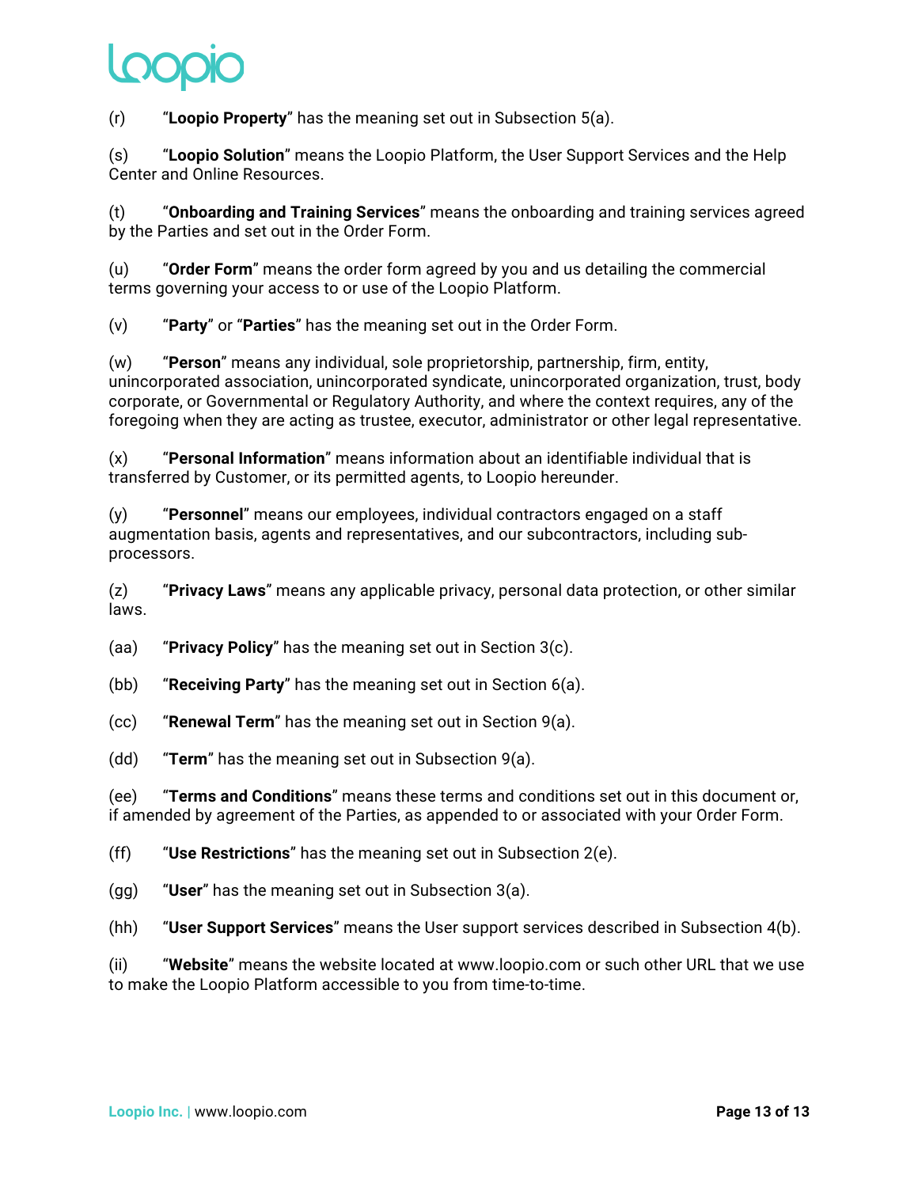(r) "**Loopio Property**" has the meaning set out in Subsection 5(a).

(s) "**Loopio Solution**" means the Loopio Platform, the User Support Services and the Help Center and Online Resources.

(t) "**Onboarding and Training Services**" means the onboarding and training services agreed by the Parties and set out in the Order Form.

(u) "**Order Form**" means the order form agreed by you and us detailing the commercial terms governing your access to or use of the Loopio Platform.

(v) "**Party**" or "**Parties**" has the meaning set out in the Order Form.

(w) "**Person**" means any individual, sole proprietorship, partnership, firm, entity, unincorporated association, unincorporated syndicate, unincorporated organization, trust, body corporate, or Governmental or Regulatory Authority, and where the context requires, any of the foregoing when they are acting as trustee, executor, administrator or other legal representative.

(x) "**Personal Information**" means information about an identifiable individual that is transferred by Customer, or its permitted agents, to Loopio hereunder.

(y) "**Personnel**" means our employees, individual contractors engaged on a staff augmentation basis, agents and representatives, and our subcontractors, including sub-processors.

(z) "**Privacy Laws**" means any applicable privacy, personal data protection, or other similar laws.

(aa) "**Privacy Policy**" has the meaning set out in Section 3(c).

(bb) "**Receiving Party**" has the meaning set out in Section 6(a).

(cc) "**Renewal Term**" has the meaning set out in Section 9(a).

(dd) "**Term**" has the meaning set out in Subsection 9(a).

(ee) "**Terms and Conditions**" means these terms and conditions set out in this document or, if amended by agreement of the Parties, as appended to or associated with your Order Form.

(ff) "**Use Restrictions**" has the meaning set out in Subsection 2(e).

(gg) "**User**" has the meaning set out in Subsection 3(a).

(hh) "**User Support Services**" means the User support services described in Subsection 4(b).

(ii) "**Website**" means the website located at www.loopio.com or such other URL that we use to make the Loopio Platform accessible to you from time-to-time.